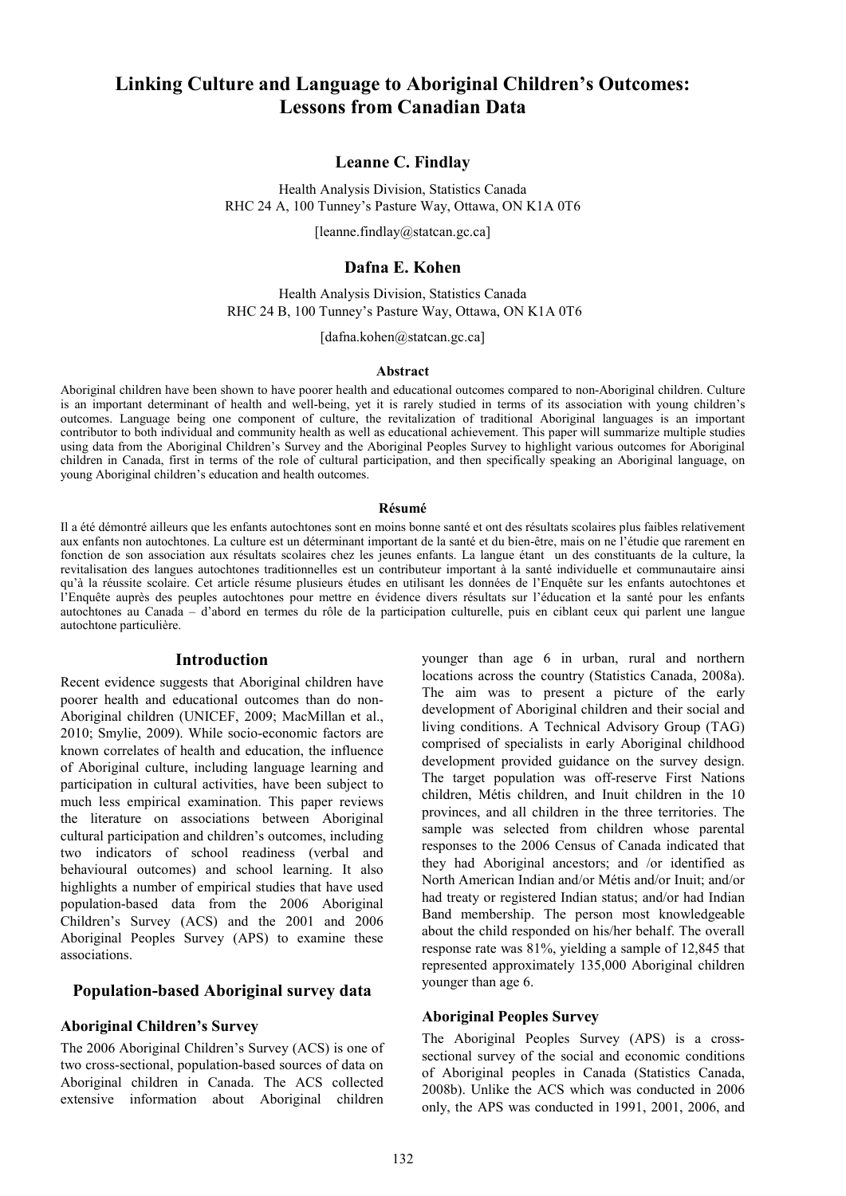# Linking Culture and Language to Aboriginal Children's Outcomes: Lessons from Canadian Data

**Leanne C. Findlay**

Health Analysis Division, Statistics Canada
RHC 24 A, 100 Tunney's Pasture Way, Ottawa, ON K1A 0T6

[leanne.findlay@statcan.gc.ca]

**Dafna E. Kohen**

Health Analysis Division, Statistics Canada
RHC 24 B, 100 Tunney's Pasture Way, Ottawa, ON K1A 0T6

[dafna.kohen@statcan.gc.ca]

### Abstract

Aboriginal children have been shown to have poorer health and educational outcomes compared to non-Aboriginal children. Culture is an important determinant of health and well-being, yet it is rarely studied in terms of its association with young children's outcomes. Language being one component of culture, the revitalization of traditional Aboriginal languages is an important contributor to both individual and community health as well as educational achievement. This paper will summarize multiple studies using data from the Aboriginal Children's Survey and the Aboriginal Peoples Survey to highlight various outcomes for Aboriginal children in Canada, first in terms of the role of cultural participation, and then specifically speaking an Aboriginal language, on young Aboriginal children's education and health outcomes.

### Résumé

Il a été démontré ailleurs que les enfants autochtones sont en moins bonne santé et ont des résultats scolaires plus faibles relativement aux enfants non autochtones. La culture est un déterminant important de la santé et du bien-être, mais on ne l'étudie que rarement en fonction de son association aux résultats scolaires chez les jeunes enfants. La langue étant un des constituants de la culture, la revitalisation des langues autochtones traditionnelles est un contributeur important à la santé individuelle et communautaire ainsi qu'à la réussite scolaire. Cet article résume plusieurs études en utilisant les données de l'Enquête sur les enfants autochtones et l'Enquête auprès des peuples autochtones pour mettre en évidence divers résultats sur l'éducation et la santé pour les enfants autochtones au Canada – d'abord en termes du rôle de la participation culturelle, puis en ciblant ceux qui parlent une langue autochtone particulière.

## Introduction

Recent evidence suggests that Aboriginal children have poorer health and educational outcomes than do non-Aboriginal children (UNICEF, 2009; MacMillan et al., 2010; Smylie, 2009). While socio-economic factors are known correlates of health and education, the influence of Aboriginal culture, including language learning and participation in cultural activities, have been subject to much less empirical examination. This paper reviews the literature on associations between Aboriginal cultural participation and children's outcomes, including two indicators of school readiness (verbal and behavioural outcomes) and school learning. It also highlights a number of empirical studies that have used population-based data from the 2006 Aboriginal Children's Survey (ACS) and the 2001 and 2006 Aboriginal Peoples Survey (APS) to examine these associations.

## Population-based Aboriginal survey data

### Aboriginal Children's Survey

The 2006 Aboriginal Children's Survey (ACS) is one of two cross-sectional, population-based sources of data on Aboriginal children in Canada. The ACS collected extensive information about Aboriginal children younger than age 6 in urban, rural and northern locations across the country (Statistics Canada, 2008a). The aim was to present a picture of the early development of Aboriginal children and their social and living conditions. A Technical Advisory Group (TAG) comprised of specialists in early Aboriginal childhood development provided guidance on the survey design. The target population was off-reserve First Nations children, Métis children, and Inuit children in the 10 provinces, and all children in the three territories. The sample was selected from children whose parental responses to the 2006 Census of Canada indicated that they had Aboriginal ancestors; and /or identified as North American Indian and/or Métis and/or Inuit; and/or had treaty or registered Indian status; and/or had Indian Band membership. The person most knowledgeable about the child responded on his/her behalf. The overall response rate was 81%, yielding a sample of 12,845 that represented approximately 135,000 Aboriginal children younger than age 6.

### Aboriginal Peoples Survey

The Aboriginal Peoples Survey (APS) is a cross-sectional survey of the social and economic conditions of Aboriginal peoples in Canada (Statistics Canada, 2008b). Unlike the ACS which was conducted in 2006 only, the APS was conducted in 1991, 2001, 2006, and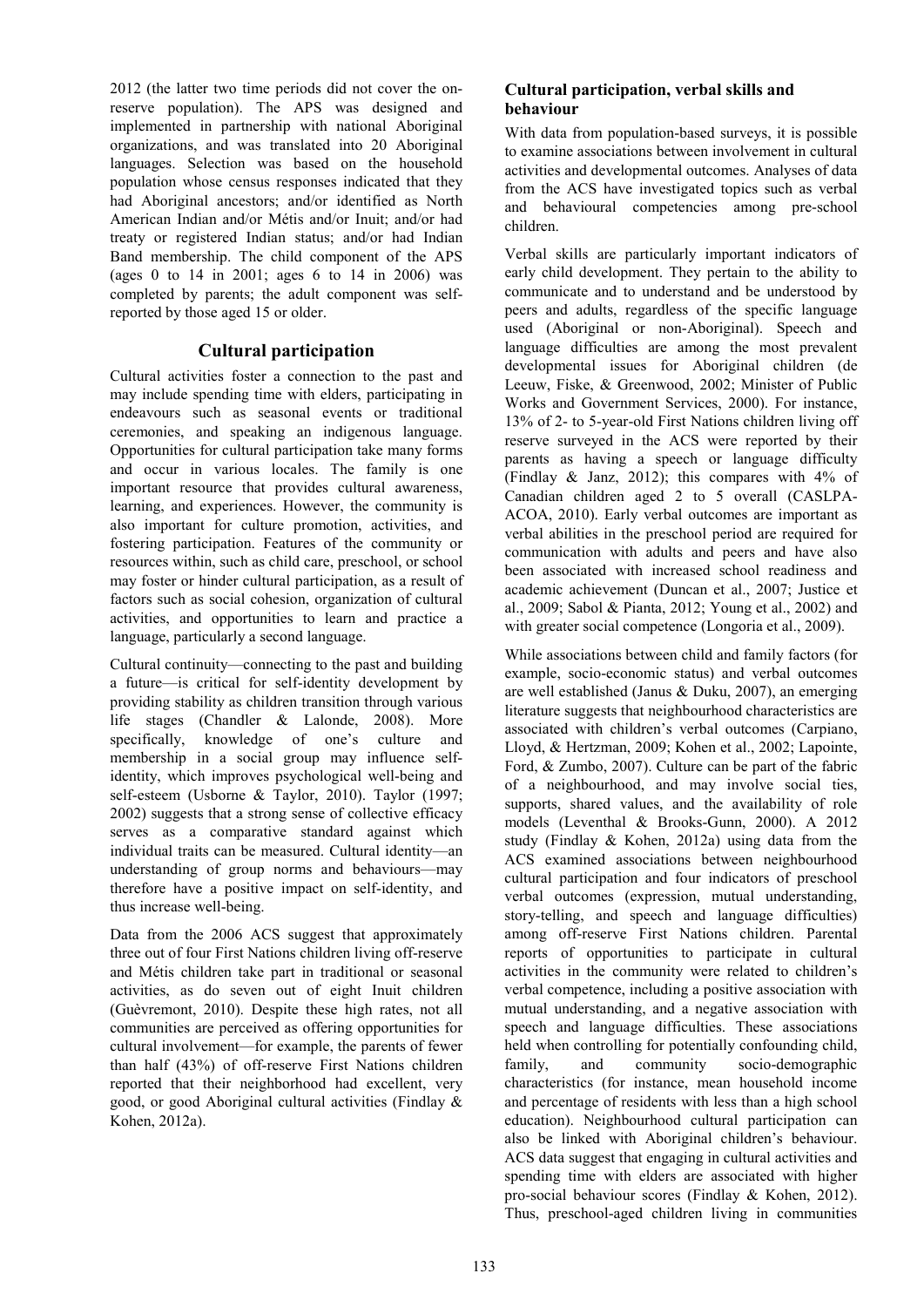2012 (the latter two time periods did not cover the on-reserve population). The APS was designed and implemented in partnership with national Aboriginal organizations, and was translated into 20 Aboriginal languages. Selection was based on the household population whose census responses indicated that they had Aboriginal ancestors; and/or identified as North American Indian and/or Métis and/or Inuit; and/or had treaty or registered Indian status; and/or had Indian Band membership. The child component of the APS (ages 0 to 14 in 2001; ages 6 to 14 in 2006) was completed by parents; the adult component was self-reported by those aged 15 or older.

## Cultural participation

Cultural activities foster a connection to the past and may include spending time with elders, participating in endeavours such as seasonal events or traditional ceremonies, and speaking an indigenous language. Opportunities for cultural participation take many forms and occur in various locales. The family is one important resource that provides cultural awareness, learning, and experiences. However, the community is also important for culture promotion, activities, and fostering participation. Features of the community or resources within, such as child care, preschool, or school may foster or hinder cultural participation, as a result of factors such as social cohesion, organization of cultural activities, and opportunities to learn and practice a language, particularly a second language.

Cultural continuity—connecting to the past and building a future—is critical for self-identity development by providing stability as children transition through various life stages (Chandler & Lalonde, 2008). More specifically, knowledge of one's culture and membership in a social group may influence self-identity, which improves psychological well-being and self-esteem (Usborne & Taylor, 2010). Taylor (1997; 2002) suggests that a strong sense of collective efficacy serves as a comparative standard against which individual traits can be measured. Cultural identity—an understanding of group norms and behaviours—may therefore have a positive impact on self-identity, and thus increase well-being.

Data from the 2006 ACS suggest that approximately three out of four First Nations children living off-reserve and Métis children take part in traditional or seasonal activities, as do seven out of eight Inuit children (Guèvremont, 2010). Despite these high rates, not all communities are perceived as offering opportunities for cultural involvement—for example, the parents of fewer than half (43%) of off-reserve First Nations children reported that their neighborhood had excellent, very good, or good Aboriginal cultural activities (Findlay & Kohen, 2012a).

### Cultural participation, verbal skills and behaviour

With data from population-based surveys, it is possible to examine associations between involvement in cultural activities and developmental outcomes. Analyses of data from the ACS have investigated topics such as verbal and behavioural competencies among pre-school children.

Verbal skills are particularly important indicators of early child development. They pertain to the ability to communicate and to understand and be understood by peers and adults, regardless of the specific language used (Aboriginal or non-Aboriginal). Speech and language difficulties are among the most prevalent developmental issues for Aboriginal children (de Leeuw, Fiske, & Greenwood, 2002; Minister of Public Works and Government Services, 2000). For instance, 13% of 2- to 5-year-old First Nations children living off reserve surveyed in the ACS were reported by their parents as having a speech or language difficulty (Findlay & Janz, 2012); this compares with 4% of Canadian children aged 2 to 5 overall (CASLPA-ACOA, 2010). Early verbal outcomes are important as verbal abilities in the preschool period are required for communication with adults and peers and have also been associated with increased school readiness and academic achievement (Duncan et al., 2007; Justice et al., 2009; Sabol & Pianta, 2012; Young et al., 2002) and with greater social competence (Longoria et al., 2009).

While associations between child and family factors (for example, socio-economic status) and verbal outcomes are well established (Janus & Duku, 2007), an emerging literature suggests that neighbourhood characteristics are associated with children's verbal outcomes (Carpiano, Lloyd, & Hertzman, 2009; Kohen et al., 2002; Lapointe, Ford, & Zumbo, 2007). Culture can be part of the fabric of a neighbourhood, and may involve social ties, supports, shared values, and the availability of role models (Leventhal & Brooks-Gunn, 2000). A 2012 study (Findlay & Kohen, 2012a) using data from the ACS examined associations between neighbourhood cultural participation and four indicators of preschool verbal outcomes (expression, mutual understanding, story-telling, and speech and language difficulties) among off-reserve First Nations children. Parental reports of opportunities to participate in cultural activities in the community were related to children's verbal competence, including a positive association with mutual understanding, and a negative association with speech and language difficulties. These associations held when controlling for potentially confounding child, family, and community socio-demographic characteristics (for instance, mean household income and percentage of residents with less than a high school education). Neighbourhood cultural participation can also be linked with Aboriginal children's behaviour. ACS data suggest that engaging in cultural activities and spending time with elders are associated with higher pro-social behaviour scores (Findlay & Kohen, 2012). Thus, preschool-aged children living in communities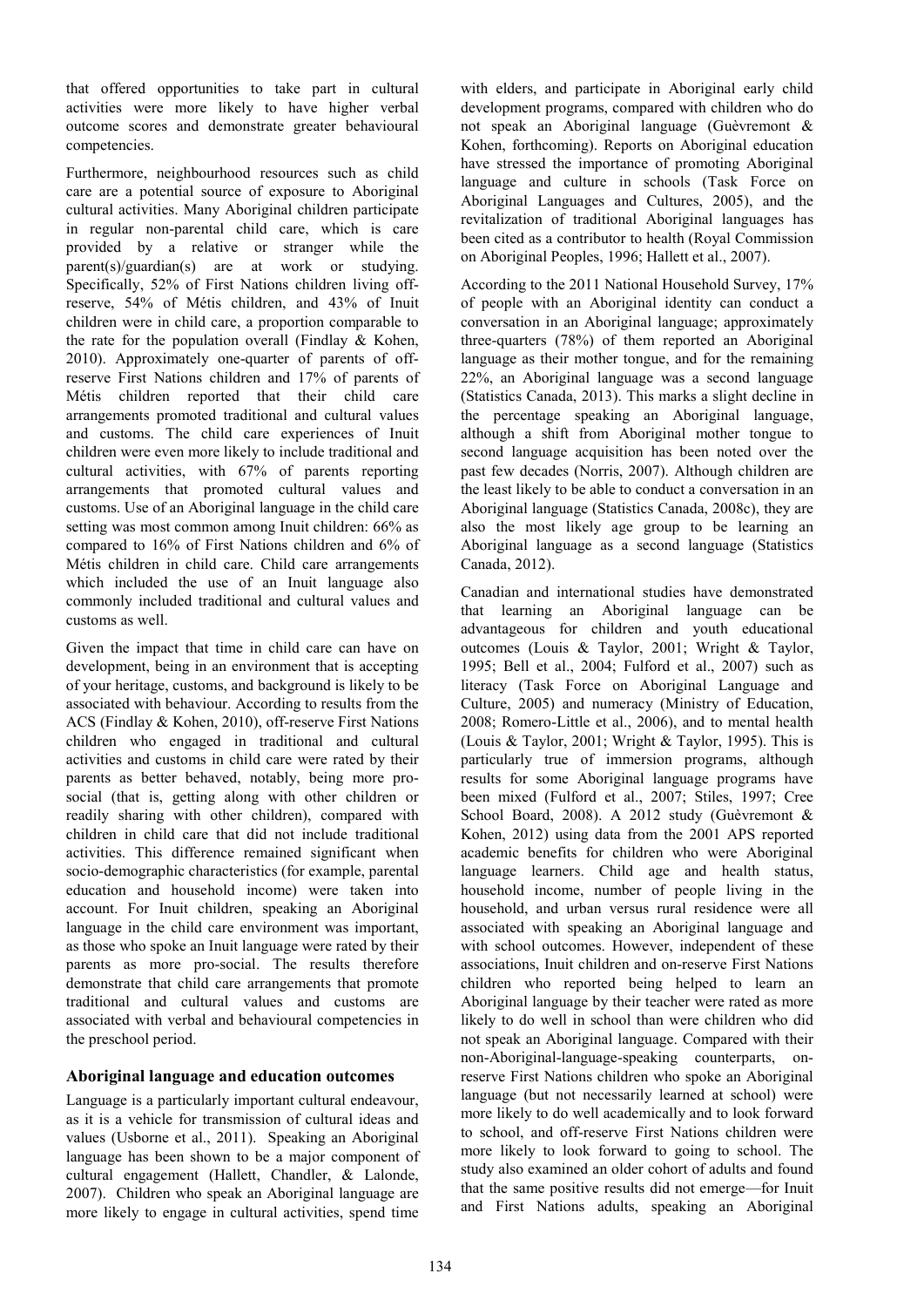that offered opportunities to take part in cultural activities were more likely to have higher verbal outcome scores and demonstrate greater behavioural competencies.

Furthermore, neighbourhood resources such as child care are a potential source of exposure to Aboriginal cultural activities. Many Aboriginal children participate in regular non-parental child care, which is care provided by a relative or stranger while the parent(s)/guardian(s) are at work or studying. Specifically, 52% of First Nations children living off-reserve, 54% of Métis children, and 43% of Inuit children were in child care, a proportion comparable to the rate for the population overall (Findlay & Kohen, 2010). Approximately one-quarter of parents of off-reserve First Nations children and 17% of parents of Métis children reported that their child care arrangements promoted traditional and cultural values and customs. The child care experiences of Inuit children were even more likely to include traditional and cultural activities, with 67% of parents reporting arrangements that promoted cultural values and customs. Use of an Aboriginal language in the child care setting was most common among Inuit children: 66% as compared to 16% of First Nations children and 6% of Métis children in child care. Child care arrangements which included the use of an Inuit language also commonly included traditional and cultural values and customs as well.

Given the impact that time in child care can have on development, being in an environment that is accepting of your heritage, customs, and background is likely to be associated with behaviour. According to results from the ACS (Findlay & Kohen, 2010), off-reserve First Nations children who engaged in traditional and cultural activities and customs in child care were rated by their parents as better behaved, notably, being more pro-social (that is, getting along with other children or readily sharing with other children), compared with children in child care that did not include traditional activities. This difference remained significant when socio-demographic characteristics (for example, parental education and household income) were taken into account. For Inuit children, speaking an Aboriginal language in the child care environment was important, as those who spoke an Inuit language were rated by their parents as more pro-social. The results therefore demonstrate that child care arrangements that promote traditional and cultural values and customs are associated with verbal and behavioural competencies in the preschool period.

## Aboriginal language and education outcomes

Language is a particularly important cultural endeavour, as it is a vehicle for transmission of cultural ideas and values (Usborne et al., 2011). Speaking an Aboriginal language has been shown to be a major component of cultural engagement (Hallett, Chandler, & Lalonde, 2007). Children who speak an Aboriginal language are more likely to engage in cultural activities, spend time with elders, and participate in Aboriginal early child development programs, compared with children who do not speak an Aboriginal language (Guèvremont & Kohen, forthcoming). Reports on Aboriginal education have stressed the importance of promoting Aboriginal language and culture in schools (Task Force on Aboriginal Languages and Cultures, 2005), and the revitalization of traditional Aboriginal languages has been cited as a contributor to health (Royal Commission on Aboriginal Peoples, 1996; Hallett et al., 2007).

According to the 2011 National Household Survey, 17% of people with an Aboriginal identity can conduct a conversation in an Aboriginal language; approximately three-quarters (78%) of them reported an Aboriginal language as their mother tongue, and for the remaining 22%, an Aboriginal language was a second language (Statistics Canada, 2013). This marks a slight decline in the percentage speaking an Aboriginal language, although a shift from Aboriginal mother tongue to second language acquisition has been noted over the past few decades (Norris, 2007). Although children are the least likely to be able to conduct a conversation in an Aboriginal language (Statistics Canada, 2008c), they are also the most likely age group to be learning an Aboriginal language as a second language (Statistics Canada, 2012).

Canadian and international studies have demonstrated that learning an Aboriginal language can be advantageous for children and youth educational outcomes (Louis & Taylor, 2001; Wright & Taylor, 1995; Bell et al., 2004; Fulford et al., 2007) such as literacy (Task Force on Aboriginal Language and Culture, 2005) and numeracy (Ministry of Education, 2008; Romero-Little et al., 2006), and to mental health (Louis & Taylor, 2001; Wright & Taylor, 1995). This is particularly true of immersion programs, although results for some Aboriginal language programs have been mixed (Fulford et al., 2007; Stiles, 1997; Cree School Board, 2008). A 2012 study (Guèvremont & Kohen, 2012) using data from the 2001 APS reported academic benefits for children who were Aboriginal language learners. Child age and health status, household income, number of people living in the household, and urban versus rural residence were all associated with speaking an Aboriginal language and with school outcomes. However, independent of these associations, Inuit children and on-reserve First Nations children who reported being helped to learn an Aboriginal language by their teacher were rated as more likely to do well in school than were children who did not speak an Aboriginal language. Compared with their non-Aboriginal-language-speaking counterparts, on-reserve First Nations children who spoke an Aboriginal language (but not necessarily learned at school) were more likely to do well academically and to look forward to school, and off-reserve First Nations children were more likely to look forward to going to school. The study also examined an older cohort of adults and found that the same positive results did not emerge—for Inuit and First Nations adults, speaking an Aboriginal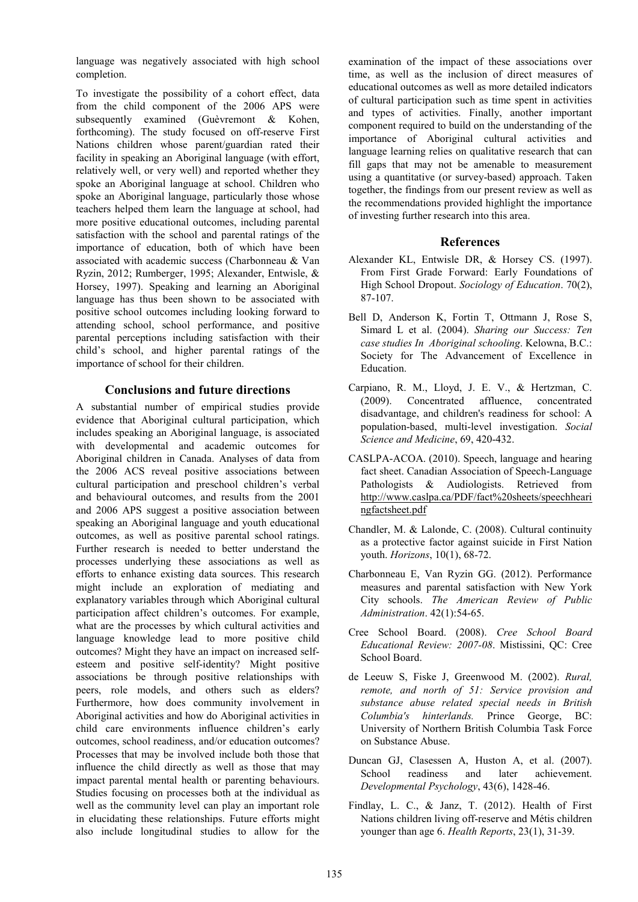language was negatively associated with high school completion.

To investigate the possibility of a cohort effect, data from the child component of the 2006 APS were subsequently examined (Guèvremont & Kohen, forthcoming). The study focused on off-reserve First Nations children whose parent/guardian rated their facility in speaking an Aboriginal language (with effort, relatively well, or very well) and reported whether they spoke an Aboriginal language at school. Children who spoke an Aboriginal language, particularly those whose teachers helped them learn the language at school, had more positive educational outcomes, including parental satisfaction with the school and parental ratings of the importance of education, both of which have been associated with academic success (Charbonneau & Van Ryzin, 2012; Rumberger, 1995; Alexander, Entwisle, & Horsey, 1997). Speaking and learning an Aboriginal language has thus been shown to be associated with positive school outcomes including looking forward to attending school, school performance, and positive parental perceptions including satisfaction with their child's school, and higher parental ratings of the importance of school for their children.

## Conclusions and future directions

A substantial number of empirical studies provide evidence that Aboriginal cultural participation, which includes speaking an Aboriginal language, is associated with developmental and academic outcomes for Aboriginal children in Canada. Analyses of data from the 2006 ACS reveal positive associations between cultural participation and preschool children's verbal and behavioural outcomes, and results from the 2001 and 2006 APS suggest a positive association between speaking an Aboriginal language and youth educational outcomes, as well as positive parental school ratings. Further research is needed to better understand the processes underlying these associations as well as efforts to enhance existing data sources. This research might include an exploration of mediating and explanatory variables through which Aboriginal cultural participation affect children's outcomes. For example, what are the processes by which cultural activities and language knowledge lead to more positive child outcomes? Might they have an impact on increased self-esteem and positive self-identity? Might positive associations be through positive relationships with peers, role models, and others such as elders? Furthermore, how does community involvement in Aboriginal activities and how do Aboriginal activities in child care environments influence children's early outcomes, school readiness, and/or education outcomes? Processes that may be involved include both those that influence the child directly as well as those that may impact parental mental health or parenting behaviours. Studies focusing on processes both at the individual as well as the community level can play an important role in elucidating these relationships. Future efforts might also include longitudinal studies to allow for the examination of the impact of these associations over time, as well as the inclusion of direct measures of educational outcomes as well as more detailed indicators of cultural participation such as time spent in activities and types of activities. Finally, another important component required to build on the understanding of the importance of Aboriginal cultural activities and language learning relies on qualitative research that can fill gaps that may not be amenable to measurement using a quantitative (or survey-based) approach. Taken together, the findings from our present review as well as the recommendations provided highlight the importance of investing further research into this area.

## References

Alexander KL, Entwisle DR, & Horsey CS. (1997). From First Grade Forward: Early Foundations of High School Dropout. *Sociology of Education*. 70(2), 87-107.

Bell D, Anderson K, Fortin T, Ottmann J, Rose S, Simard L et al. (2004). *Sharing our Success: Ten case studies In Aboriginal schooling*. Kelowna, B.C.: Society for The Advancement of Excellence in Education.

Carpiano, R. M., Lloyd, J. E. V., & Hertzman, C. (2009). Concentrated affluence, concentrated disadvantage, and children's readiness for school: A population-based, multi-level investigation. *Social Science and Medicine*, 69, 420-432.

CASLPA-ACOA. (2010). Speech, language and hearing fact sheet. Canadian Association of Speech-Language Pathologists & Audiologists. Retrieved from http://www.caslpa.ca/PDF/fact%20sheets/speechhearingfactsheet.pdf

Chandler, M. & Lalonde, C. (2008). Cultural continuity as a protective factor against suicide in First Nation youth. *Horizons*, 10(1), 68-72.

Charbonneau E, Van Ryzin GG. (2012). Performance measures and parental satisfaction with New York City schools. *The American Review of Public Administration*. 42(1):54-65.

Cree School Board. (2008). *Cree School Board Educational Review: 2007-08*. Mistissini, QC: Cree School Board.

de Leeuw S, Fiske J, Greenwood M. (2002). *Rural, remote, and north of 51: Service provision and substance abuse related special needs in British Columbia's hinterlands.* Prince George, BC: University of Northern British Columbia Task Force on Substance Abuse.

Duncan GJ, Clasessen A, Huston A, et al. (2007). School readiness and later achievement. *Developmental Psychology*, 43(6), 1428-46.

Findlay, L. C., & Janz, T. (2012). Health of First Nations children living off-reserve and Métis children younger than age 6. *Health Reports*, 23(1), 31-39.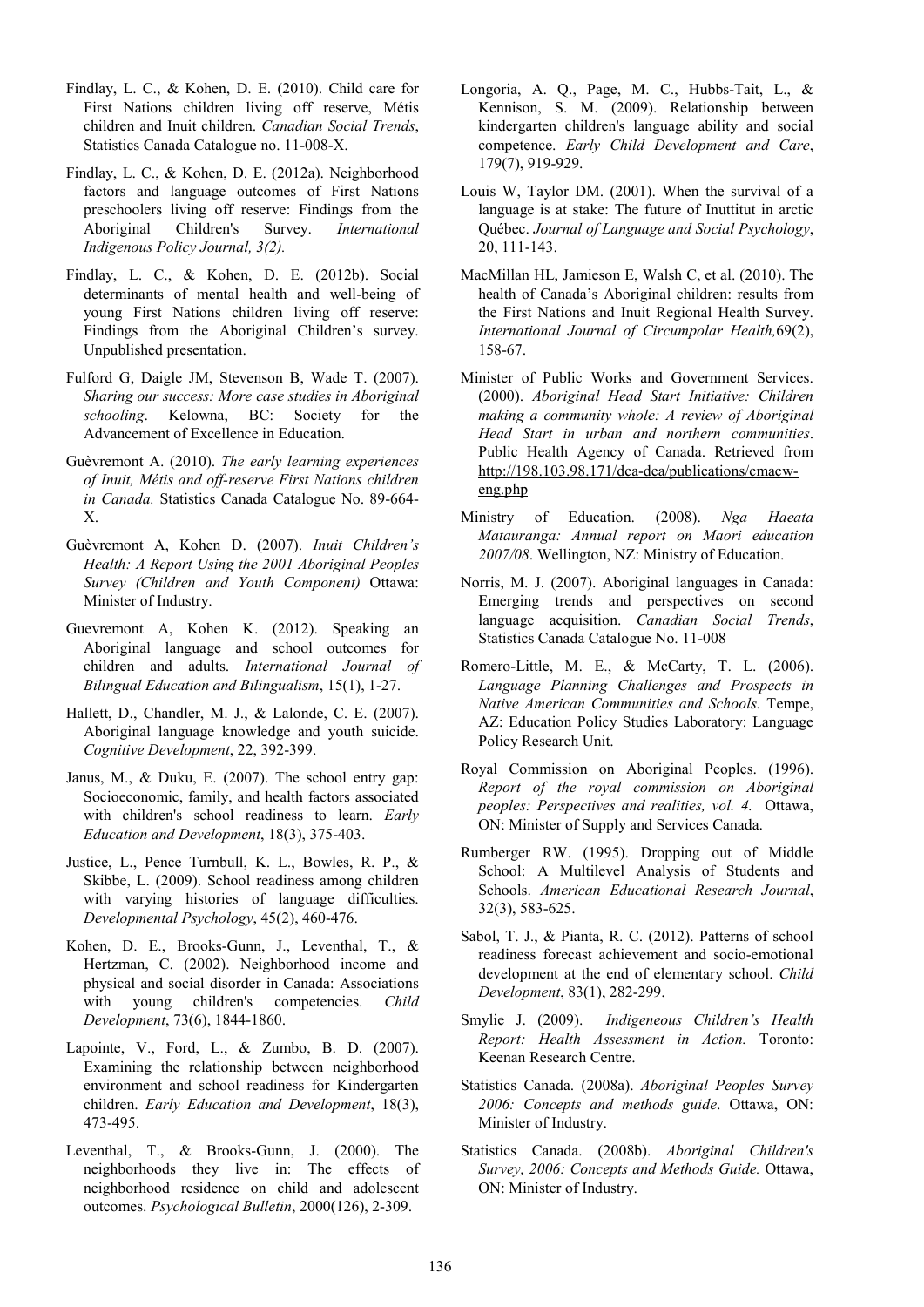Findlay, L. C., & Kohen, D. E. (2010). Child care for First Nations children living off reserve, Métis children and Inuit children. *Canadian Social Trends*, Statistics Canada Catalogue no. 11-008-X.

Findlay, L. C., & Kohen, D. E. (2012a). Neighborhood factors and language outcomes of First Nations preschoolers living off reserve: Findings from the Aboriginal Children's Survey. *International Indigenous Policy Journal, 3(2).*

Findlay, L. C., & Kohen, D. E. (2012b). Social determinants of mental health and well-being of young First Nations children living off reserve: Findings from the Aboriginal Children's survey. Unpublished presentation.

Fulford G, Daigle JM, Stevenson B, Wade T. (2007). *Sharing our success: More case studies in Aboriginal schooling*. Kelowna, BC: Society for the Advancement of Excellence in Education.

Guèvremont A. (2010). *The early learning experiences of Inuit, Métis and off-reserve First Nations children in Canada.* Statistics Canada Catalogue No. 89-664-X.

Guèvremont A, Kohen D. (2007). *Inuit Children's Health: A Report Using the 2001 Aboriginal Peoples Survey (Children and Youth Component)* Ottawa: Minister of Industry.

Guevremont A, Kohen K. (2012). Speaking an Aboriginal language and school outcomes for children and adults. *International Journal of Bilingual Education and Bilingualism*, 15(1), 1-27.

Hallett, D., Chandler, M. J., & Lalonde, C. E. (2007). Aboriginal language knowledge and youth suicide. *Cognitive Development*, 22, 392-399.

Janus, M., & Duku, E. (2007). The school entry gap: Socioeconomic, family, and health factors associated with children's school readiness to learn. *Early Education and Development*, 18(3), 375-403.

Justice, L., Pence Turnbull, K. L., Bowles, R. P., & Skibbe, L. (2009). School readiness among children with varying histories of language difficulties. *Developmental Psychology*, 45(2), 460-476.

Kohen, D. E., Brooks-Gunn, J., Leventhal, T., & Hertzman, C. (2002). Neighborhood income and physical and social disorder in Canada: Associations with young children's competencies. *Child Development*, 73(6), 1844-1860.

Lapointe, V., Ford, L., & Zumbo, B. D. (2007). Examining the relationship between neighborhood environment and school readiness for Kindergarten children. *Early Education and Development*, 18(3), 473-495.

Leventhal, T., & Brooks-Gunn, J. (2000). The neighborhoods they live in: The effects of neighborhood residence on child and adolescent outcomes. *Psychological Bulletin*, 2000(126), 2-309.

Longoria, A. Q., Page, M. C., Hubbs-Tait, L., & Kennison, S. M. (2009). Relationship between kindergarten children's language ability and social competence. *Early Child Development and Care*, 179(7), 919-929.

Louis W, Taylor DM. (2001). When the survival of a language is at stake: The future of Inuttitut in arctic Québec. *Journal of Language and Social Psychology*, 20, 111-143.

MacMillan HL, Jamieson E, Walsh C, et al. (2010). The health of Canada's Aboriginal children: results from the First Nations and Inuit Regional Health Survey. *International Journal of Circumpolar Health,*69(2), 158-67.

Minister of Public Works and Government Services. (2000). *Aboriginal Head Start Initiative: Children making a community whole: A review of Aboriginal Head Start in urban and northern communities*. Public Health Agency of Canada. Retrieved from http://198.103.98.171/dca-dea/publications/cmacw-eng.php

Ministry of Education. (2008). *Nga Haeata Matauranga: Annual report on Maori education 2007/08*. Wellington, NZ: Ministry of Education.

Norris, M. J. (2007). Aboriginal languages in Canada: Emerging trends and perspectives on second language acquisition. *Canadian Social Trends*, Statistics Canada Catalogue No. 11-008

Romero-Little, M. E., & McCarty, T. L. (2006). *Language Planning Challenges and Prospects in Native American Communities and Schools.* Tempe, AZ: Education Policy Studies Laboratory: Language Policy Research Unit.

Royal Commission on Aboriginal Peoples. (1996). *Report of the royal commission on Aboriginal peoples: Perspectives and realities, vol. 4.* Ottawa, ON: Minister of Supply and Services Canada.

Rumberger RW. (1995). Dropping out of Middle School: A Multilevel Analysis of Students and Schools. *American Educational Research Journal*, 32(3), 583-625.

Sabol, T. J., & Pianta, R. C. (2012). Patterns of school readiness forecast achievement and socio-emotional development at the end of elementary school. *Child Development*, 83(1), 282-299.

Smylie J. (2009). *Indigeneous Children's Health Report: Health Assessment in Action.* Toronto: Keenan Research Centre.

Statistics Canada. (2008a). *Aboriginal Peoples Survey 2006: Concepts and methods guide*. Ottawa, ON: Minister of Industry.

Statistics Canada. (2008b). *Aboriginal Children's Survey, 2006: Concepts and Methods Guide.* Ottawa, ON: Minister of Industry.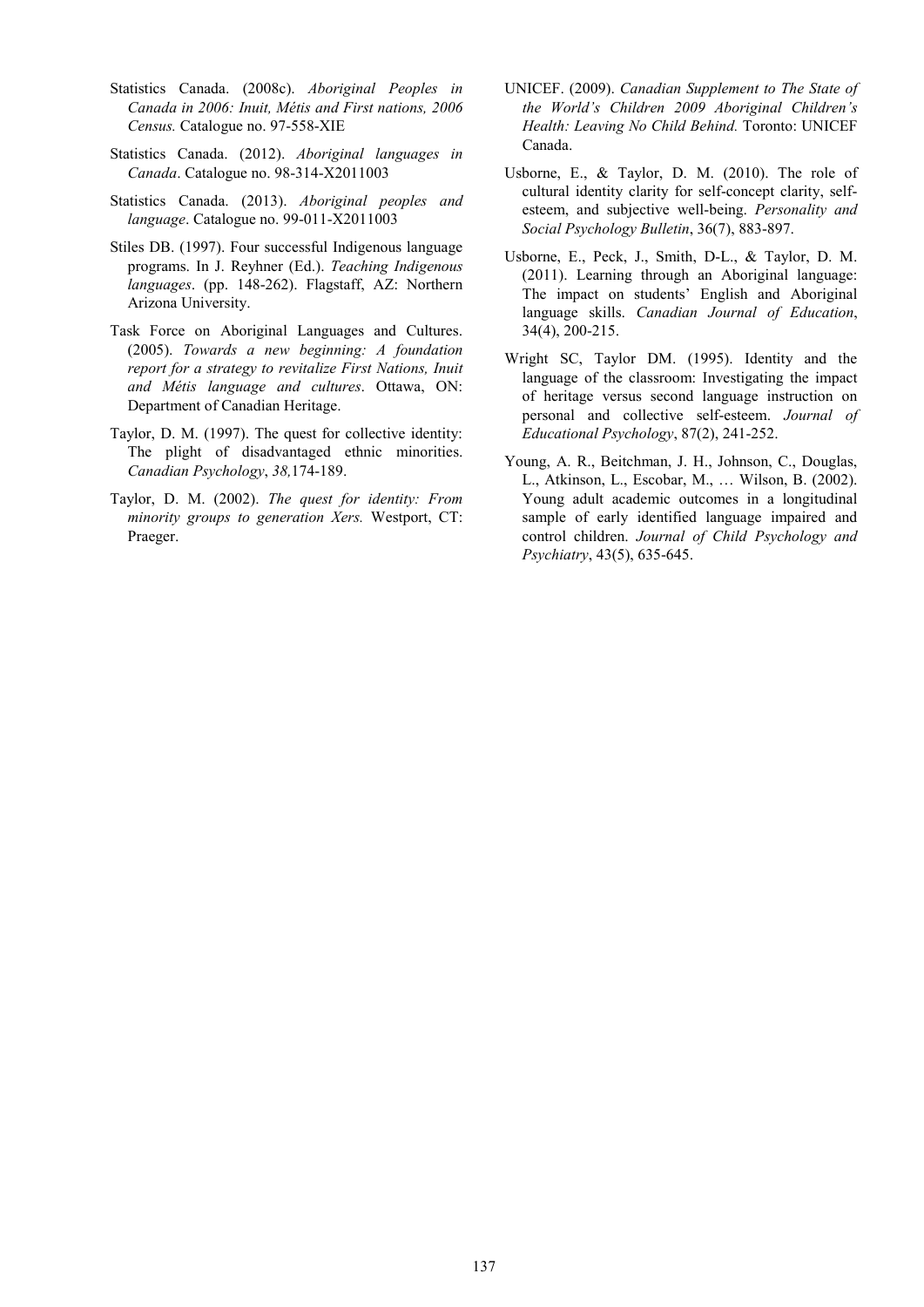Statistics Canada. (2008c). *Aboriginal Peoples in Canada in 2006: Inuit, Métis and First nations, 2006 Census.* Catalogue no. 97-558-XIE

Statistics Canada. (2012). *Aboriginal languages in Canada*. Catalogue no. 98-314-X2011003

Statistics Canada. (2013). *Aboriginal peoples and language*. Catalogue no. 99-011-X2011003

Stiles DB. (1997). Four successful Indigenous language programs. In J. Reyhner (Ed.). *Teaching Indigenous languages*. (pp. 148-262). Flagstaff, AZ: Northern Arizona University.

Task Force on Aboriginal Languages and Cultures. (2005). *Towards a new beginning: A foundation report for a strategy to revitalize First Nations, Inuit and Métis language and cultures*. Ottawa, ON: Department of Canadian Heritage.

Taylor, D. M. (1997). The quest for collective identity: The plight of disadvantaged ethnic minorities. *Canadian Psychology*, *38,*174-189.

Taylor, D. M. (2002). *The quest for identity: From minority groups to generation Xers.* Westport, CT: Praeger.

UNICEF. (2009). *Canadian Supplement to The State of the World's Children 2009 Aboriginal Children's Health: Leaving No Child Behind.* Toronto: UNICEF Canada.

Usborne, E., & Taylor, D. M. (2010). The role of cultural identity clarity for self-concept clarity, self-esteem, and subjective well-being. *Personality and Social Psychology Bulletin*, 36(7), 883-897.

Usborne, E., Peck, J., Smith, D-L., & Taylor, D. M. (2011). Learning through an Aboriginal language: The impact on students' English and Aboriginal language skills. *Canadian Journal of Education*, 34(4), 200-215.

Wright SC, Taylor DM. (1995). Identity and the language of the classroom: Investigating the impact of heritage versus second language instruction on personal and collective self-esteem. *Journal of Educational Psychology*, 87(2), 241-252.

Young, A. R., Beitchman, J. H., Johnson, C., Douglas, L., Atkinson, L., Escobar, M., … Wilson, B. (2002). Young adult academic outcomes in a longitudinal sample of early identified language impaired and control children. *Journal of Child Psychology and Psychiatry*, 43(5), 635-645.